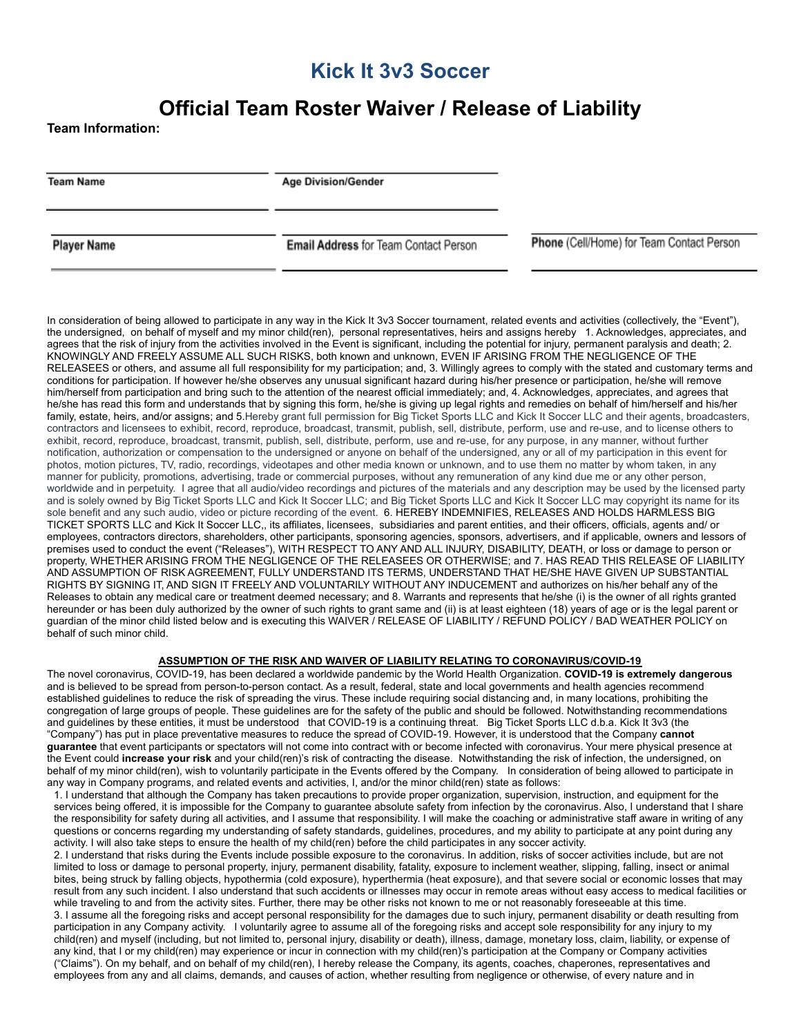# Kick It 3v3 Soccer

## Official Team Roster Waiver / Release of Liability

**Team Information:**

| **Team Name** | **Age Division/Gender** | |
|---|---|---|
| **Player Name** | **Email Address** for Team Contact Person | **Phone** (Cell/Home) for Team Contact Person |

In consideration of being allowed to participate in any way in the Kick It 3v3 Soccer tournament, related events and activities (collectively, the "Event"), the undersigned, on behalf of myself and my minor child(ren), personal representatives, heirs and assigns hereby 1. Acknowledges, appreciates, and agrees that the risk of injury from the activities involved in the Event is significant, including the potential for injury, permanent paralysis and death; 2. KNOWINGLY AND FREELY ASSUME ALL SUCH RISKS, both known and unknown, EVEN IF ARISING FROM THE NEGLIGENCE OF THE RELEASEES or others, and assume all full responsibility for my participation; and, 3. Willingly agrees to comply with the stated and customary terms and conditions for participation. If however he/she observes any unusual significant hazard during his/her presence or participation, he/she will remove him/herself from participation and bring such to the attention of the nearest official immediately; and, 4. Acknowledges, appreciates, and agrees that he/she has read this form and understands that by signing this form, he/she is giving up legal rights and remedies on behalf of him/herself and his/her family, estate, heirs, and/or assigns; and 5.Hereby grant full permission for Big Ticket Sports LLC and Kick It Soccer LLC and their agents, broadcasters, contractors and licensees to exhibit, record, reproduce, broadcast, transmit, publish, sell, distribute, perform, use and re-use, and to license others to exhibit, record, reproduce, broadcast, transmit, publish, sell, distribute, perform, use and re-use, for any purpose, in any manner, without further notification, authorization or compensation to the undersigned or anyone on behalf of the undersigned, any or all of my participation in this event for photos, motion pictures, TV, radio, recordings, videotapes and other media known or unknown, and to use them no matter by whom taken, in any manner for publicity, promotions, advertising, trade or commercial purposes, without any remuneration of any kind due me or any other person, worldwide and in perpetuity. I agree that all audio/video recordings and pictures of the materials and any description may be used by the licensed party and is solely owned by Big Ticket Sports LLC and Kick It Soccer LLC; and Big Ticket Sports LLC and Kick It Soccer LLC may copyright its name for its sole benefit and any such audio, video or picture recording of the event. 6. HEREBY INDEMNIFIES, RELEASES AND HOLDS HARMLESS BIG TICKET SPORTS LLC and Kick It Soccer LLC,, its affiliates, licensees, subsidiaries and parent entities, and their officers, officials, agents and/ or employees, contractors directors, shareholders, other participants, sponsoring agencies, sponsors, advertisers, and if applicable, owners and lessors of premises used to conduct the event ("Releases"), WITH RESPECT TO ANY AND ALL INJURY, DISABILITY, DEATH, or loss or damage to person or property, WHETHER ARISING FROM THE NEGLIGENCE OF THE RELEASEES OR OTHERWISE; and 7. HAS READ THIS RELEASE OF LIABILITY AND ASSUMPTION OF RISK AGREEMENT, FULLY UNDERSTAND ITS TERMS, UNDERSTAND THAT HE/SHE HAVE GIVEN UP SUBSTANTIAL RIGHTS BY SIGNING IT, AND SIGN IT FREELY AND VOLUNTARILY WITHOUT ANY INDUCEMENT and authorizes on his/her behalf any of the Releases to obtain any medical care or treatment deemed necessary; and 8. Warrants and represents that he/she (i) is the owner of all rights granted hereunder or has been duly authorized by the owner of such rights to grant same and (ii) is at least eighteen (18) years of age or is the legal parent or guardian of the minor child listed below and is executing this WAIVER / RELEASE OF LIABILITY / REFUND POLICY / BAD WEATHER POLICY on behalf of such minor child.

**ASSUMPTION OF THE RISK AND WAIVER OF LIABILITY RELATING TO CORONAVIRUS/COVID-19**

The novel coronavirus, COVID-19, has been declared a worldwide pandemic by the World Health Organization. **COVID-19 is extremely dangerous** and is believed to be spread from person-to-person contact. As a result, federal, state and local governments and health agencies recommend established guidelines to reduce the risk of spreading the virus. These include requiring social distancing and, in many locations, prohibiting the congregation of large groups of people. These guidelines are for the safety of the public and should be followed. Notwithstanding recommendations and guidelines by these entities, it must be understood that COVID-19 is a continuing threat. Big Ticket Sports LLC d.b.a. Kick It 3v3 (the "Company") has put in place preventative measures to reduce the spread of COVID-19. However, it is understood that the Company **cannot guarantee** that event participants or spectators will not come into contract with or become infected with coronavirus. Your mere physical presence at the Event could **increase your risk** and your child(ren)'s risk of contracting the disease. Notwithstanding the risk of infection, the undersigned, on behalf of my minor child(ren), wish to voluntarily participate in the Events offered by the Company. In consideration of being allowed to participate in any way in Company programs, and related events and activities, I, and/or the minor child(ren) state as follows:

1. I understand that although the Company has taken precautions to provide proper organization, supervision, instruction, and equipment for the services being offered, it is impossible for the Company to guarantee absolute safety from infection by the coronavirus. Also, I understand that I share the responsibility for safety during all activities, and I assume that responsibility. I will make the coaching or administrative staff aware in writing of any questions or concerns regarding my understanding of safety standards, guidelines, procedures, and my ability to participate at any point during any activity. I will also take steps to ensure the health of my child(ren) before the child participates in any soccer activity.
2. I understand that risks during the Events include possible exposure to the coronavirus. In addition, risks of soccer activities include, but are not limited to loss or damage to personal property, injury, permanent disability, fatality, exposure to inclement weather, slipping, falling, insect or animal bites, being struck by falling objects, hypothermia (cold exposure), hyperthermia (heat exposure), and that severe social or economic losses that may result from any such incident. I also understand that such accidents or illnesses may occur in remote areas without easy access to medical facilities or while traveling to and from the activity sites. Further, there may be other risks not known to me or not reasonably foreseeable at this time.
3. I assume all the foregoing risks and accept personal responsibility for the damages due to such injury, permanent disability or death resulting from participation in any Company activity. I voluntarily agree to assume all of the foregoing risks and accept sole responsibility for any injury to my child(ren) and myself (including, but not limited to, personal injury, disability or death), illness, damage, monetary loss, claim, liability, or expense of any kind, that I or my child(ren) may experience or incur in connection with my child(ren)'s participation at the Company or Company activities ("Claims"). On my behalf, and on behalf of my child(ren), I hereby release the Company, its agents, coaches, chaperones, representatives and employees from any and all claims, demands, and causes of action, whether resulting from negligence or otherwise, of every nature and in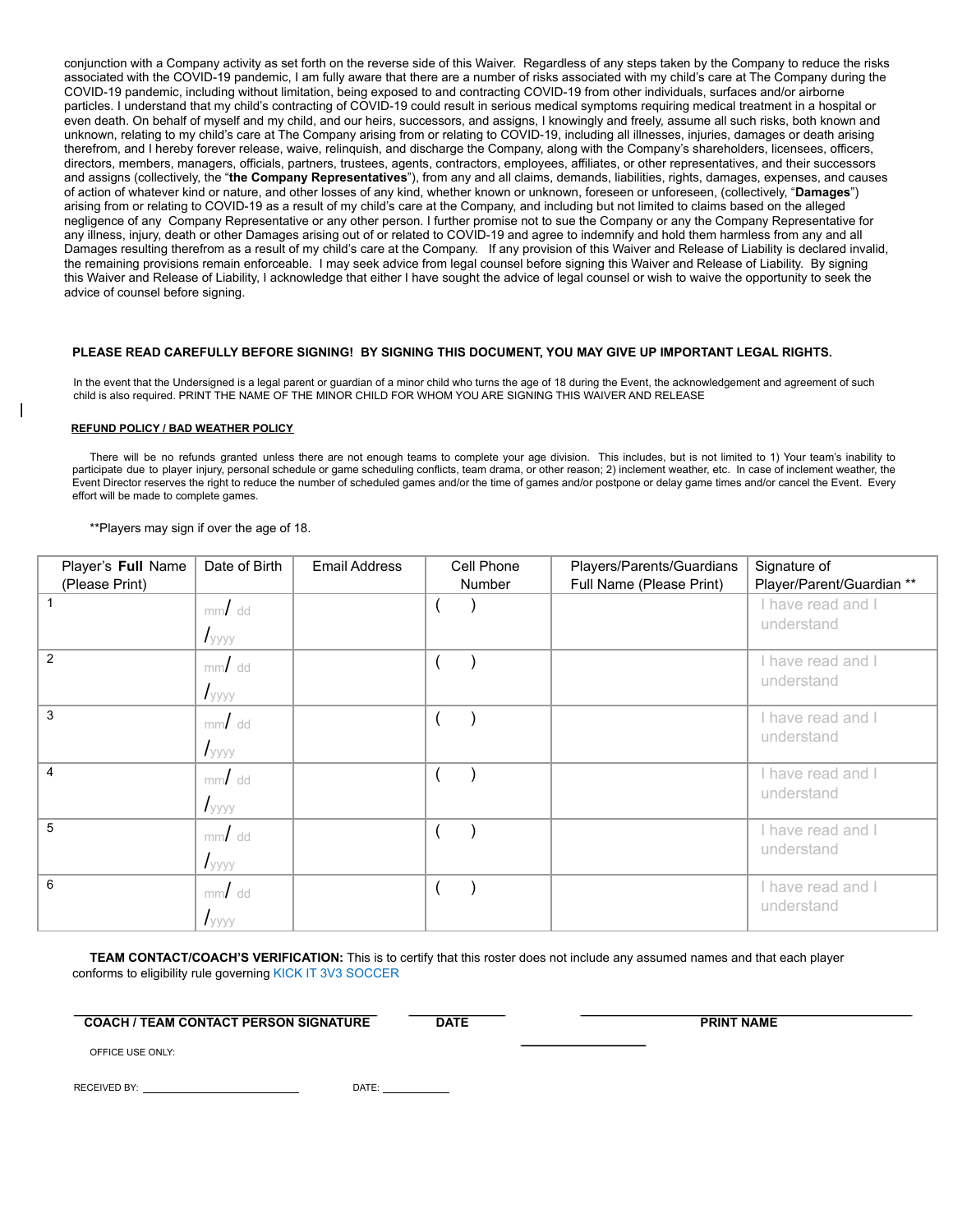conjunction with a Company activity as set forth on the reverse side of this Waiver. Regardless of any steps taken by the Company to reduce the risks associated with the COVID-19 pandemic, I am fully aware that there are a number of risks associated with my child's care at The Company during the COVID-19 pandemic, including without limitation, being exposed to and contracting COVID-19 from other individuals, surfaces and/or airborne particles. I understand that my child's contracting of COVID-19 could result in serious medical symptoms requiring medical treatment in a hospital or even death. On behalf of myself and my child, and our heirs, successors, and assigns, I knowingly and freely, assume all such risks, both known and unknown, relating to my child's care at The Company arising from or relating to COVID-19, including all illnesses, injuries, damages or death arising therefrom, and I hereby forever release, waive, relinquish, and discharge the Company, along with the Company's shareholders, licensees, officers, directors, members, managers, officials, partners, trustees, agents, contractors, employees, affiliates, or other representatives, and their successors and assigns (collectively, the "**the Company Representatives**"), from any and all claims, demands, liabilities, rights, damages, expenses, and causes of action of whatever kind or nature, and other losses of any kind, whether known or unknown, foreseen or unforeseen, (collectively, "**Damages**") arising from or relating to COVID-19 as a result of my child's care at the Company, and including but not limited to claims based on the alleged negligence of any Company Representative or any other person. I further promise not to sue the Company or any the Company Representative for any illness, injury, death or other Damages arising out of or related to COVID-19 and agree to indemnify and hold them harmless from any and all Damages resulting therefrom as a result of my child's care at the Company. If any provision of this Waiver and Release of Liability is declared invalid, the remaining provisions remain enforceable. I may seek advice from legal counsel before signing this Waiver and Release of Liability. By signing this Waiver and Release of Liability, I acknowledge that either I have sought the advice of legal counsel or wish to waive the opportunity to seek the advice of counsel before signing.

**PLEASE READ CAREFULLY BEFORE SIGNING! BY SIGNING THIS DOCUMENT, YOU MAY GIVE UP IMPORTANT LEGAL RIGHTS.**

In the event that the Undersigned is a legal parent or guardian of a minor child who turns the age of 18 during the Event, the acknowledgement and agreement of such child is also required. PRINT THE NAME OF THE MINOR CHILD FOR WHOM YOU ARE SIGNING THIS WAIVER AND RELEASE

**REFUND POLICY / BAD WEATHER POLICY**

There will be no refunds granted unless there are not enough teams to complete your age division. This includes, but is not limited to 1) Your team's inability to participate due to player injury, personal schedule or game scheduling conflicts, team drama, or other reason; 2) inclement weather, etc. In case of inclement weather, the Event Director reserves the right to reduce the number of scheduled games and/or the time of games and/or postpone or delay game times and/or cancel the Event. Every effort will be made to complete games.

**Players may sign if over the age of 18.

| Player's **Full** Name (Please Print) | Date of Birth | Email Address | Cell Phone Number | Players/Parents/Guardians Full Name (Please Print) | Signature of Player/Parent/Guardian ** |
|---|---|---|---|---|---|
| 1 | mm/ dd /yyyy | | ( ) | | I have read and I understand |
| 2 | mm/ dd /yyyy | | ( ) | | I have read and I understand |
| 3 | mm/ dd /yyyy | | ( ) | | I have read and I understand |
| 4 | mm/ dd /yyyy | | ( ) | | I have read and I understand |
| 5 | mm/ dd /yyyy | | ( ) | | I have read and I understand |
| 6 | mm/ dd /yyyy | | ( ) | | I have read and I understand |

**TEAM CONTACT/COACH'S VERIFICATION:** This is to certify that this roster does not include any assumed names and that each player conforms to eligibility rule governing KICK IT 3V3 SOCCER

______________________________ **COACH / TEAM CONTACT PERSON SIGNATURE** &nbsp;&nbsp; __________ **DATE** &nbsp;&nbsp; ______________________________ **PRINT NAME**

OFFICE USE ONLY:

RECEIVED BY: ______________________ DATE: __________